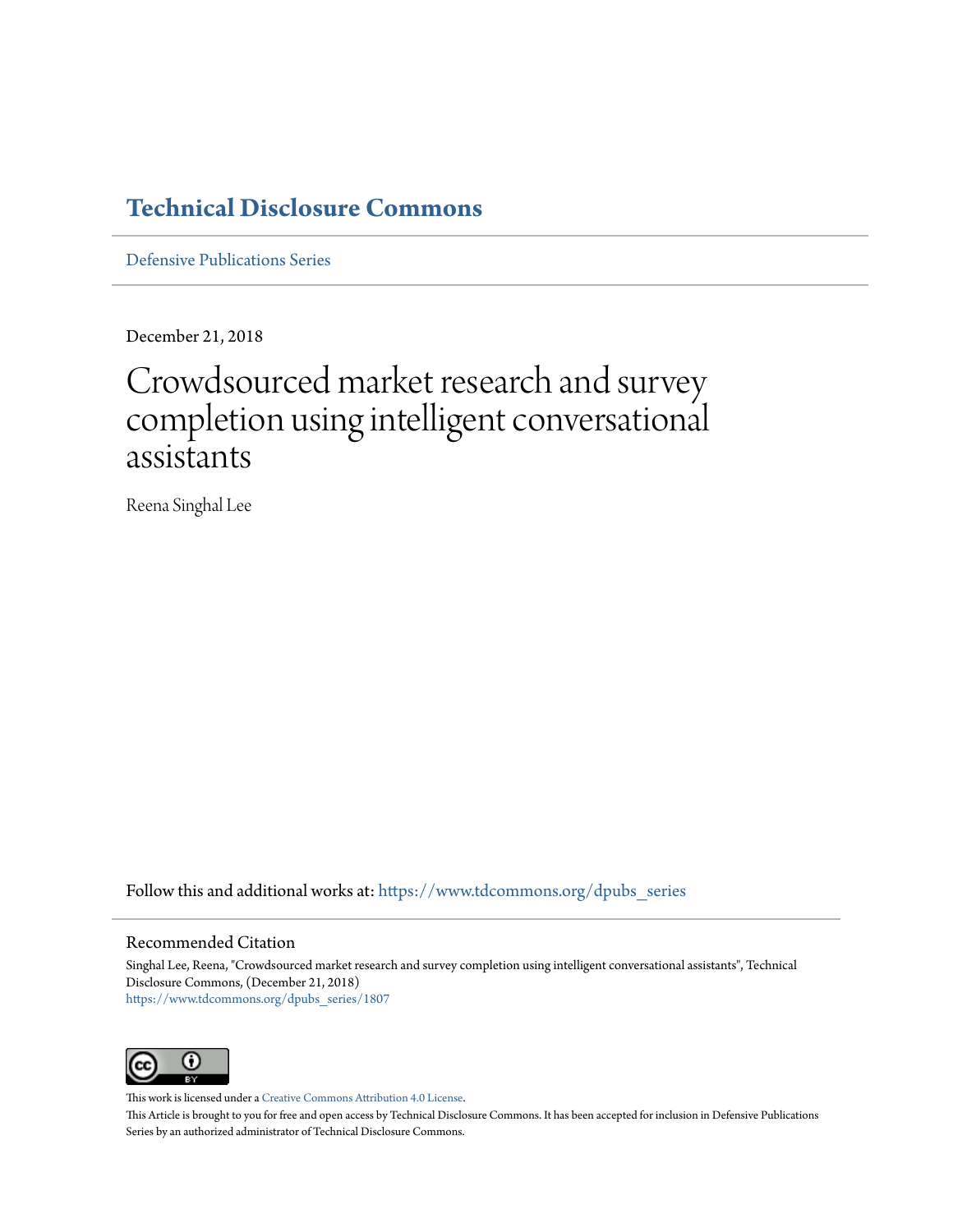# Technical Disclosure Commons

Defensive Publications Series

December 21, 2018

# Crowdsourced market research and survey completion using intelligent conversational assistants

Reena Singhal Lee

Follow this and additional works at: https://www.tdcommons.org/dpubs_series

## Recommended Citation

Singhal Lee, Reena, "Crowdsourced market research and survey completion using intelligent conversational assistants", Technical Disclosure Commons, (December 21, 2018)
https://www.tdcommons.org/dpubs_series/1807

This work is licensed under a Creative Commons Attribution 4.0 License.
This Article is brought to you for free and open access by Technical Disclosure Commons. It has been accepted for inclusion in Defensive Publications Series by an authorized administrator of Technical Disclosure Commons.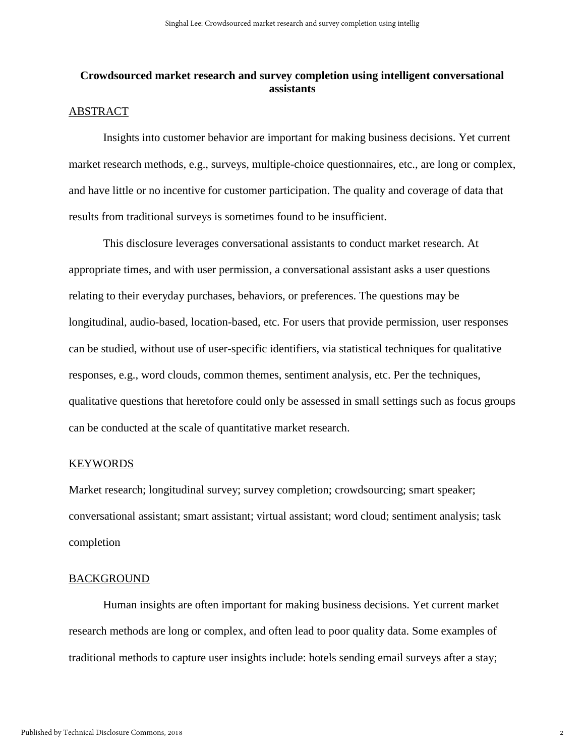**Crowdsourced market research and survey completion using intelligent conversational assistants**

## ABSTRACT

Insights into customer behavior are important for making business decisions. Yet current market research methods, e.g., surveys, multiple-choice questionnaires, etc., are long or complex, and have little or no incentive for customer participation. The quality and coverage of data that results from traditional surveys is sometimes found to be insufficient.

This disclosure leverages conversational assistants to conduct market research. At appropriate times, and with user permission, a conversational assistant asks a user questions relating to their everyday purchases, behaviors, or preferences. The questions may be longitudinal, audio-based, location-based, etc. For users that provide permission, user responses can be studied, without use of user-specific identifiers, via statistical techniques for qualitative responses, e.g., word clouds, common themes, sentiment analysis, etc. Per the techniques, qualitative questions that heretofore could only be assessed in small settings such as focus groups can be conducted at the scale of quantitative market research.

## KEYWORDS

Market research; longitudinal survey; survey completion; crowdsourcing; smart speaker; conversational assistant; smart assistant; virtual assistant; word cloud; sentiment analysis; task completion

## BACKGROUND

Human insights are often important for making business decisions. Yet current market research methods are long or complex, and often lead to poor quality data. Some examples of traditional methods to capture user insights include: hotels sending email surveys after a stay;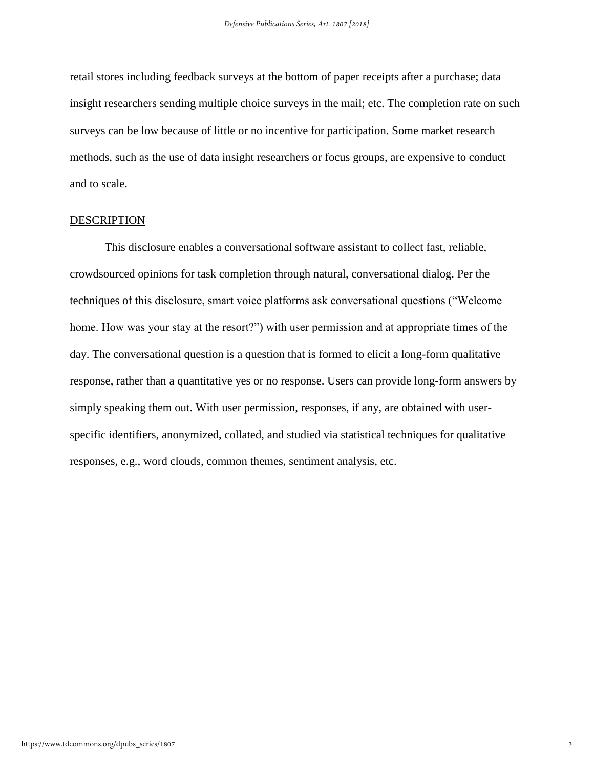retail stores including feedback surveys at the bottom of paper receipts after a purchase; data insight researchers sending multiple choice surveys in the mail; etc. The completion rate on such surveys can be low because of little or no incentive for participation. Some market research methods, such as the use of data insight researchers or focus groups, are expensive to conduct and to scale.

## DESCRIPTION

This disclosure enables a conversational software assistant to collect fast, reliable, crowdsourced opinions for task completion through natural, conversational dialog. Per the techniques of this disclosure, smart voice platforms ask conversational questions ("Welcome home. How was your stay at the resort?") with user permission and at appropriate times of the day. The conversational question is a question that is formed to elicit a long-form qualitative response, rather than a quantitative yes or no response. Users can provide long-form answers by simply speaking them out. With user permission, responses, if any, are obtained with user-specific identifiers, anonymized, collated, and studied via statistical techniques for qualitative responses, e.g., word clouds, common themes, sentiment analysis, etc.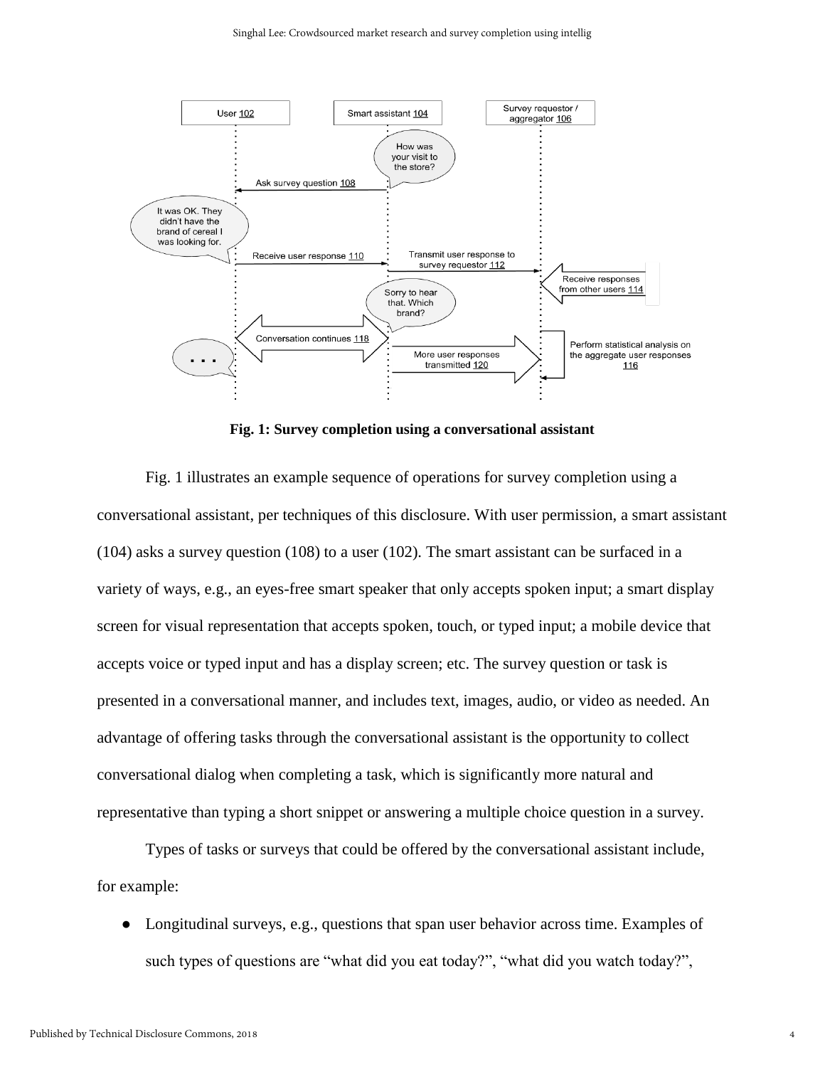**Fig. 1: Survey completion using a conversational assistant**

Fig. 1 illustrates an example sequence of operations for survey completion using a conversational assistant, per techniques of this disclosure. With user permission, a smart assistant (104) asks a survey question (108) to a user (102). The smart assistant can be surfaced in a variety of ways, e.g., an eyes-free smart speaker that only accepts spoken input; a smart display screen for visual representation that accepts spoken, touch, or typed input; a mobile device that accepts voice or typed input and has a display screen; etc. The survey question or task is presented in a conversational manner, and includes text, images, audio, or video as needed. An advantage of offering tasks through the conversational assistant is the opportunity to collect conversational dialog when completing a task, which is significantly more natural and representative than typing a short snippet or answering a multiple choice question in a survey.

Types of tasks or surveys that could be offered by the conversational assistant include, for example:

- Longitudinal surveys, e.g., questions that span user behavior across time. Examples of such types of questions are “what did you eat today?”, “what did you watch today?”,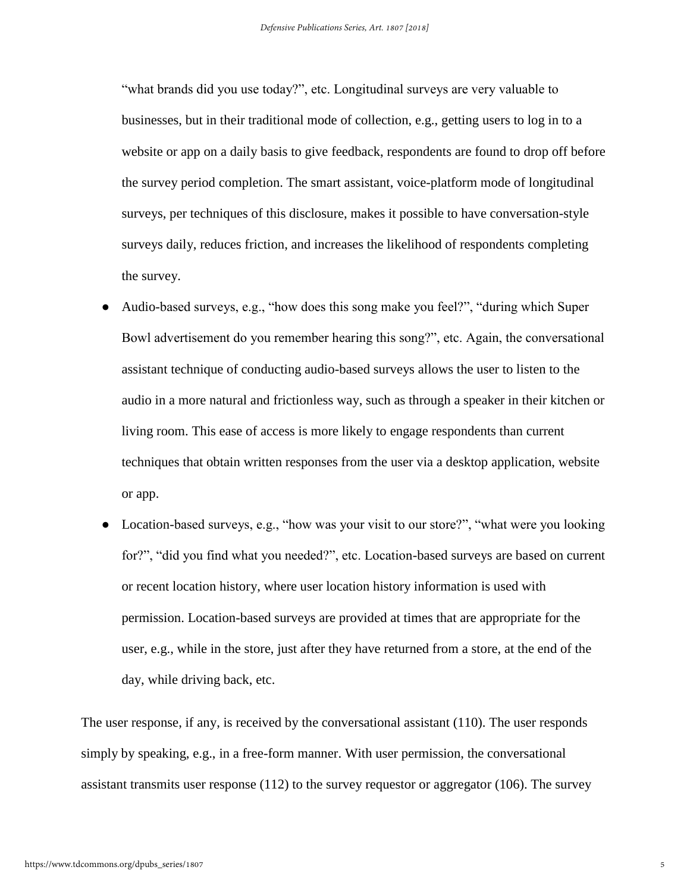"what brands did you use today?", etc. Longitudinal surveys are very valuable to businesses, but in their traditional mode of collection, e.g., getting users to log in to a website or app on a daily basis to give feedback, respondents are found to drop off before the survey period completion. The smart assistant, voice-platform mode of longitudinal surveys, per techniques of this disclosure, makes it possible to have conversation-style surveys daily, reduces friction, and increases the likelihood of respondents completing the survey.

- Audio-based surveys, e.g., "how does this song make you feel?", "during which Super Bowl advertisement do you remember hearing this song?", etc. Again, the conversational assistant technique of conducting audio-based surveys allows the user to listen to the audio in a more natural and frictionless way, such as through a speaker in their kitchen or living room. This ease of access is more likely to engage respondents than current techniques that obtain written responses from the user via a desktop application, website or app.
- Location-based surveys, e.g., "how was your visit to our store?", "what were you looking for?", "did you find what you needed?", etc. Location-based surveys are based on current or recent location history, where user location history information is used with permission. Location-based surveys are provided at times that are appropriate for the user, e.g., while in the store, just after they have returned from a store, at the end of the day, while driving back, etc.

The user response, if any, is received by the conversational assistant (110). The user responds simply by speaking, e.g., in a free-form manner. With user permission, the conversational assistant transmits user response (112) to the survey requestor or aggregator (106). The survey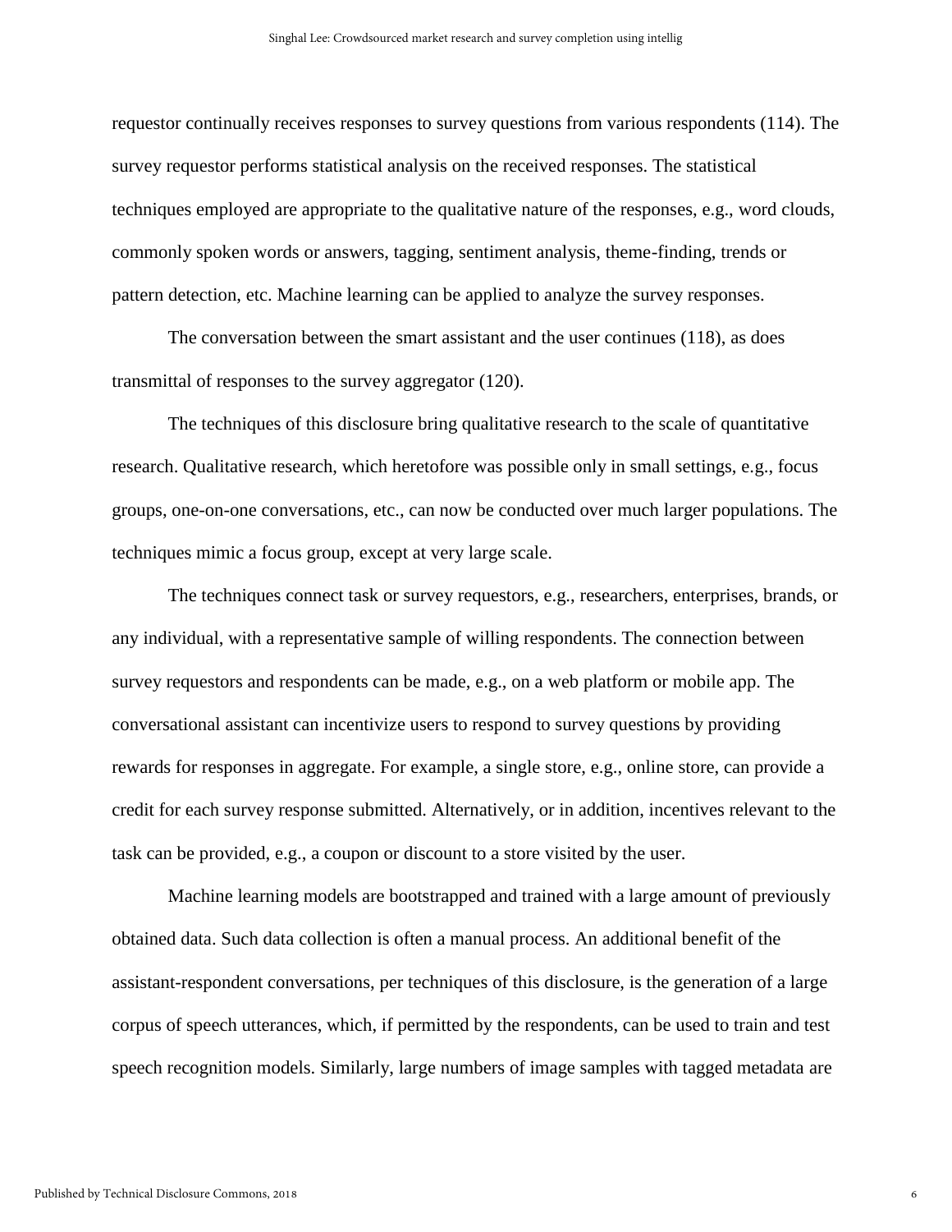requestor continually receives responses to survey questions from various respondents (114). The survey requestor performs statistical analysis on the received responses. The statistical techniques employed are appropriate to the qualitative nature of the responses, e.g., word clouds, commonly spoken words or answers, tagging, sentiment analysis, theme-finding, trends or pattern detection, etc. Machine learning can be applied to analyze the survey responses.

The conversation between the smart assistant and the user continues (118), as does transmittal of responses to the survey aggregator (120).

The techniques of this disclosure bring qualitative research to the scale of quantitative research. Qualitative research, which heretofore was possible only in small settings, e.g., focus groups, one-on-one conversations, etc., can now be conducted over much larger populations. The techniques mimic a focus group, except at very large scale.

The techniques connect task or survey requestors, e.g., researchers, enterprises, brands, or any individual, with a representative sample of willing respondents. The connection between survey requestors and respondents can be made, e.g., on a web platform or mobile app. The conversational assistant can incentivize users to respond to survey questions by providing rewards for responses in aggregate. For example, a single store, e.g., online store, can provide a credit for each survey response submitted. Alternatively, or in addition, incentives relevant to the task can be provided, e.g., a coupon or discount to a store visited by the user.

Machine learning models are bootstrapped and trained with a large amount of previously obtained data. Such data collection is often a manual process. An additional benefit of the assistant-respondent conversations, per techniques of this disclosure, is the generation of a large corpus of speech utterances, which, if permitted by the respondents, can be used to train and test speech recognition models. Similarly, large numbers of image samples with tagged metadata are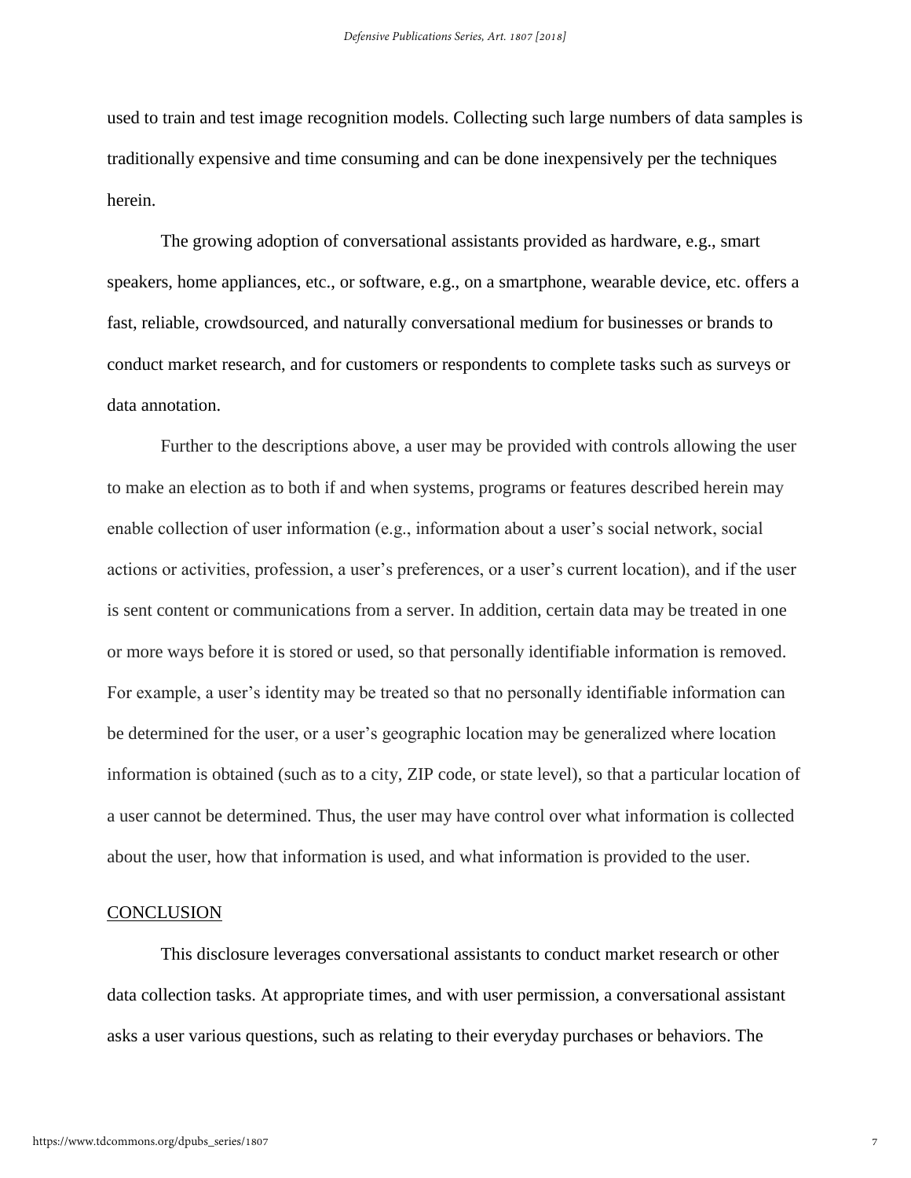used to train and test image recognition models. Collecting such large numbers of data samples is traditionally expensive and time consuming and can be done inexpensively per the techniques herein.

The growing adoption of conversational assistants provided as hardware, e.g., smart speakers, home appliances, etc., or software, e.g., on a smartphone, wearable device, etc. offers a fast, reliable, crowdsourced, and naturally conversational medium for businesses or brands to conduct market research, and for customers or respondents to complete tasks such as surveys or data annotation.

Further to the descriptions above, a user may be provided with controls allowing the user to make an election as to both if and when systems, programs or features described herein may enable collection of user information (e.g., information about a user's social network, social actions or activities, profession, a user's preferences, or a user's current location), and if the user is sent content or communications from a server. In addition, certain data may be treated in one or more ways before it is stored or used, so that personally identifiable information is removed. For example, a user's identity may be treated so that no personally identifiable information can be determined for the user, or a user's geographic location may be generalized where location information is obtained (such as to a city, ZIP code, or state level), so that a particular location of a user cannot be determined. Thus, the user may have control over what information is collected about the user, how that information is used, and what information is provided to the user.

## CONCLUSION

This disclosure leverages conversational assistants to conduct market research or other data collection tasks. At appropriate times, and with user permission, a conversational assistant asks a user various questions, such as relating to their everyday purchases or behaviors. The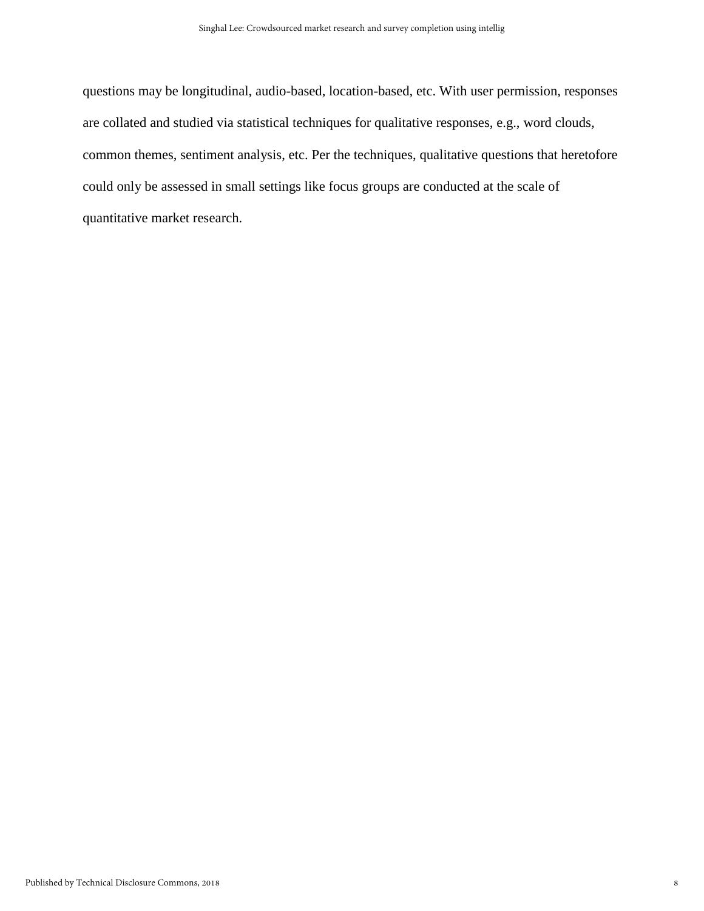questions may be longitudinal, audio-based, location-based, etc. With user permission, responses are collated and studied via statistical techniques for qualitative responses, e.g., word clouds, common themes, sentiment analysis, etc. Per the techniques, qualitative questions that heretofore could only be assessed in small settings like focus groups are conducted at the scale of quantitative market research.